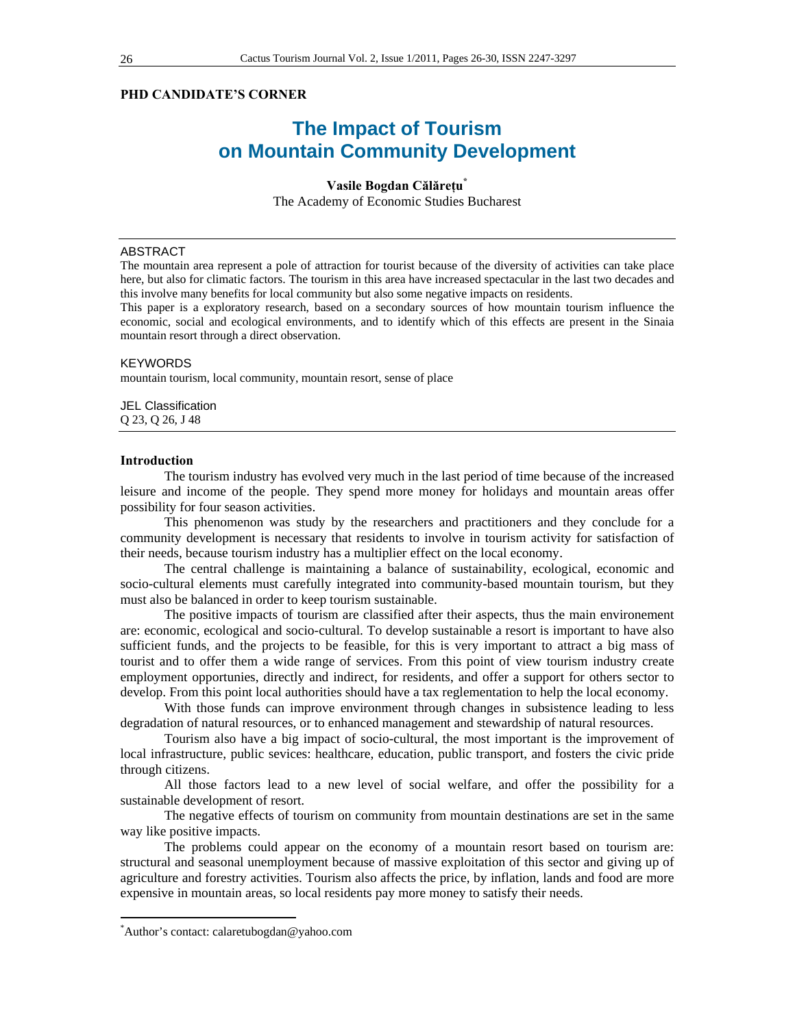**PHD CANDIDATE'S CORNER**

# The Impact of Tourism on Mountain Community Development

**Vasile Bogdan Călărețu***

The Academy of Economic Studies Bucharest

ABSTRACT

The mountain area represent a pole of attraction for tourist because of the diversity of activities can take place here, but also for climatic factors. The tourism in this area have increased spectacular in the last two decades and this involve many benefits for local community but also some negative impacts on residents.

This paper is a exploratory research, based on a secondary sources of how mountain tourism influence the economic, social and ecological environments, and to identify which of this effects are present in the Sinaia mountain resort through a direct observation.

KEYWORDS

mountain tourism, local community, mountain resort, sense of place

JEL Classification

Q 23, Q 26, J 48

## Introduction

The tourism industry has evolved very much in the last period of time because of the increased leisure and income of the people. They spend more money for holidays and mountain areas offer possibility for four season activities.

This phenomenon was study by the researchers and practitioners and they conclude for a community development is necessary that residents to involve in tourism activity for satisfaction of their needs, because tourism industry has a multiplier effect on the local economy.

The central challenge is maintaining a balance of sustainability, ecological, economic and socio-cultural elements must carefully integrated into community-based mountain tourism, but they must also be balanced in order to keep tourism sustainable.

The positive impacts of tourism are classified after their aspects, thus the main environement are: economic, ecological and socio-cultural. To develop sustainable a resort is important to have also sufficient funds, and the projects to be feasible, for this is very important to attract a big mass of tourist and to offer them a wide range of services. From this point of view tourism industry create employment opportunities, directly and indirect, for residents, and offer a support for others sector to develop. From this point local authorities should have a tax reglementation to help the local economy.

With those funds can improve environment through changes in subsistence leading to less degradation of natural resources, or to enhanced management and stewardship of natural resources.

Tourism also have a big impact of socio-cultural, the most important is the improvement of local infrastructure, public sevices: healthcare, education, public transport, and fosters the civic pride through citizens.

All those factors lead to a new level of social welfare, and offer the possibility for a sustainable development of resort.

The negative effects of tourism on community from mountain destinations are set in the same way like positive impacts.

The problems could appear on the economy of a mountain resort based on tourism are: structural and seasonal unemployment because of massive exploitation of this sector and giving up of agriculture and forestry activities. Tourism also affects the price, by inflation, lands and food are more expensive in mountain areas, so local residents pay more money to satisfy their needs.

---

*Author's contact: calaretubogdan@yahoo.com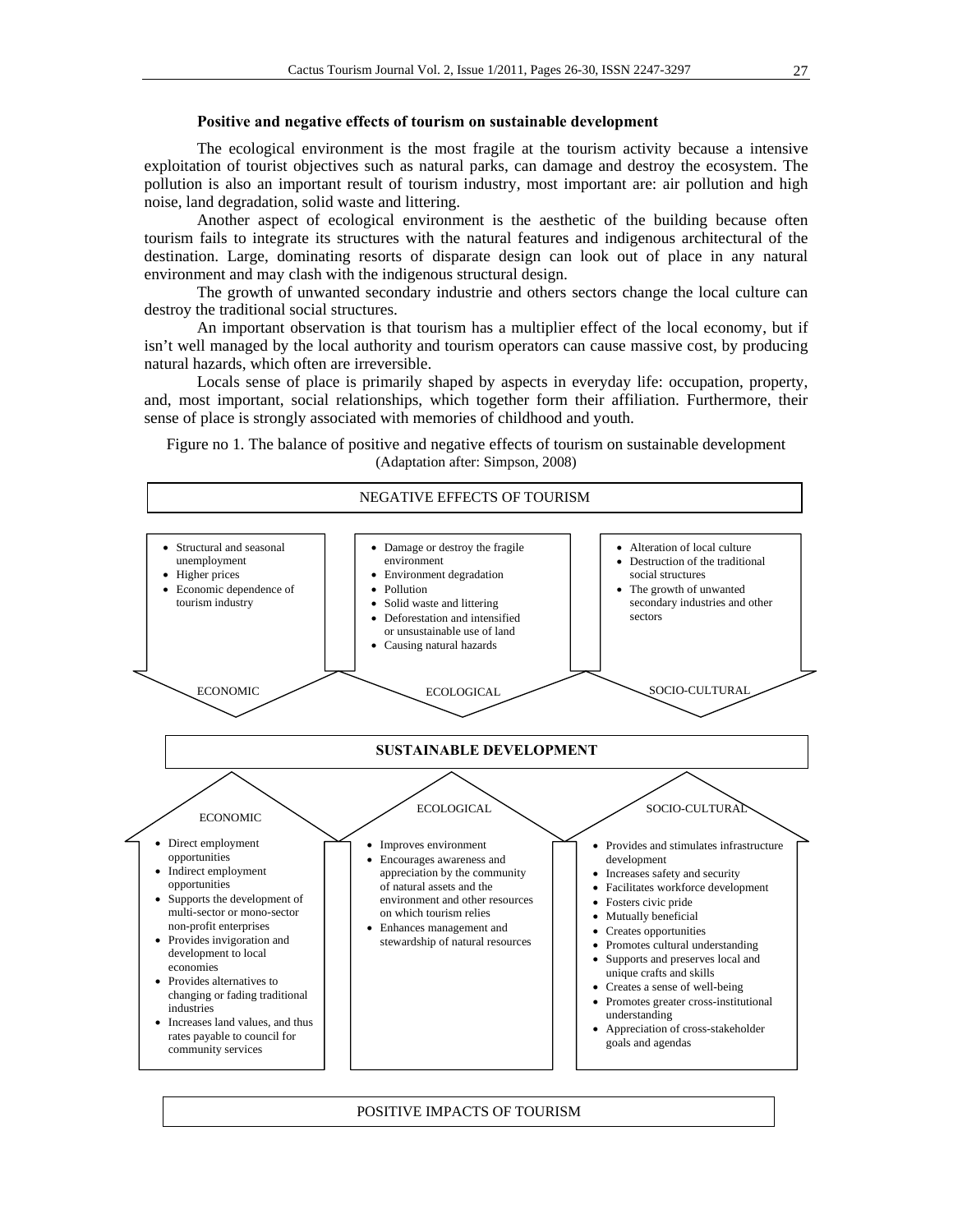**Positive and negative effects of tourism on sustainable development**

The ecological environment is the most fragile at the tourism activity because a intensive exploitation of tourist objectives such as natural parks, can damage and destroy the ecosystem. The pollution is also an important result of tourism industry, most important are: air pollution and high noise, land degradation, solid waste and littering.

Another aspect of ecological environment is the aesthetic of the building because often tourism fails to integrate its structures with the natural features and indigenous architectural of the destination. Large, dominating resorts of disparate design can look out of place in any natural environment and may clash with the indigenous structural design.

The growth of unwanted secondary industrie and others sectors change the local culture can destroy the traditional social structures.

An important observation is that tourism has a multiplier effect of the local economy, but if isn't well managed by the local authority and tourism operators can cause massive cost, by producing natural hazards, which often are irreversible.

Locals sense of place is primarily shaped by aspects in everyday life: occupation, property, and, most important, social relationships, which together form their affiliation. Furthermore, their sense of place is strongly associated with memories of childhood and youth.

Figure no 1. The balance of positive and negative effects of tourism on sustainable development (Adaptation after: Simpson, 2008)

NEGATIVE EFFECTS OF TOURISM

**ECONOMIC**
- Structural and seasonal unemployment
- Higher prices
- Economic dependence of tourism industry

**ECOLOGICAL**
- Damage or destroy the fragile environment
- Environment degradation
- Pollution
- Solid waste and littering
- Deforestation and intensified or unsustainable use of land
- Causing natural hazards

**SOCIO-CULTURAL**
- Alteration of local culture
- Destruction of the traditional social structures
- The growth of unwanted secondary industries and other sectors

**SUSTAINABLE DEVELOPMENT**

**ECONOMIC**
- Direct employment opportunities
- Indirect employment opportunities
- Supports the development of multi-sector or mono-sector non-profit enterprises
- Provides invigoration and development to local economies
- Provides alternatives to changing or fading traditional industries
- Increases land values, and thus rates payable to council for community services

**ECOLOGICAL**
- Improves environment
- Encourages awareness and appreciation by the community of natural assets and the environment and other resources on which tourism relies
- Enhances management and stewardship of natural resources

**SOCIO-CULTURAL**
- Provides and stimulates infrastructure development
- Increases safety and security
- Facilitates workforce development
- Fosters civic pride
- Mutually beneficial
- Creates opportunities
- Promotes cultural understanding
- Supports and preserves local and unique crafts and skills
- Creates a sense of well-being
- Promotes greater cross-institutional understanding
- Appreciation of cross-stakeholder goals and agendas

POSITIVE IMPACTS OF TOURISM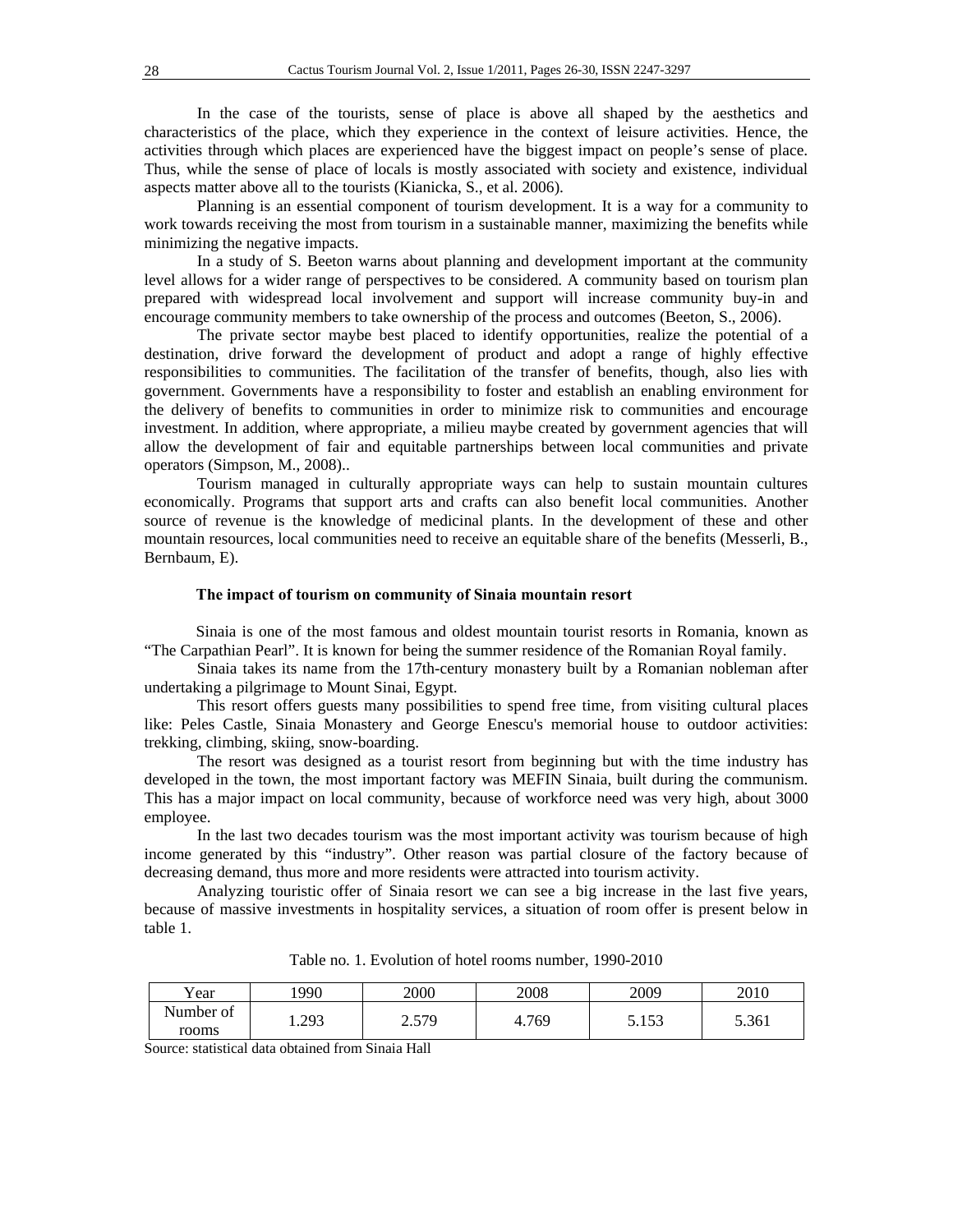In the case of the tourists, sense of place is above all shaped by the aesthetics and characteristics of the place, which they experience in the context of leisure activities. Hence, the activities through which places are experienced have the biggest impact on people's sense of place. Thus, while the sense of place of locals is mostly associated with society and existence, individual aspects matter above all to the tourists (Kianicka, S., et al. 2006).

Planning is an essential component of tourism development. It is a way for a community to work towards receiving the most from tourism in a sustainable manner, maximizing the benefits while minimizing the negative impacts.

In a study of S. Beeton warns about planning and development important at the community level allows for a wider range of perspectives to be considered. A community based on tourism plan prepared with widespread local involvement and support will increase community buy-in and encourage community members to take ownership of the process and outcomes (Beeton, S., 2006).

The private sector maybe best placed to identify opportunities, realize the potential of a destination, drive forward the development of product and adopt a range of highly effective responsibilities to communities. The facilitation of the transfer of benefits, though, also lies with government. Governments have a responsibility to foster and establish an enabling environment for the delivery of benefits to communities in order to minimize risk to communities and encourage investment. In addition, where appropriate, a milieu maybe created by government agencies that will allow the development of fair and equitable partnerships between local communities and private operators (Simpson, M., 2008)..

Tourism managed in culturally appropriate ways can help to sustain mountain cultures economically. Programs that support arts and crafts can also benefit local communities. Another source of revenue is the knowledge of medicinal plants. In the development of these and other mountain resources, local communities need to receive an equitable share of the benefits (Messerli, B., Bernbaum, E).

### The impact of tourism on community of Sinaia mountain resort

Sinaia is one of the most famous and oldest mountain tourist resorts in Romania, known as "The Carpathian Pearl". It is known for being the summer residence of the Romanian Royal family.

Sinaia takes its name from the 17th-century monastery built by a Romanian nobleman after undertaking a pilgrimage to Mount Sinai, Egypt.

This resort offers guests many possibilities to spend free time, from visiting cultural places like: Peles Castle, Sinaia Monastery and George Enescu's memorial house to outdoor activities: trekking, climbing, skiing, snow-boarding.

The resort was designed as a tourist resort from beginning but with the time industry has developed in the town, the most important factory was MEFIN Sinaia, built during the communism. This has a major impact on local community, because of workforce need was very high, about 3000 employee.

In the last two decades tourism was the most important activity was tourism because of high income generated by this "industry". Other reason was partial closure of the factory because of decreasing demand, thus more and more residents were attracted into tourism activity.

Analyzing touristic offer of Sinaia resort we can see a big increase in the last five years, because of massive investments in hospitality services, a situation of room offer is present below in table 1.

Table no. 1. Evolution of hotel rooms number, 1990-2010

| Year | 1990 | 2000 | 2008 | 2009 | 2010 |
|---|---|---|---|---|---|
| Number of rooms | 1.293 | 2.579 | 4.769 | 5.153 | 5.361 |

Source: statistical data obtained from Sinaia Hall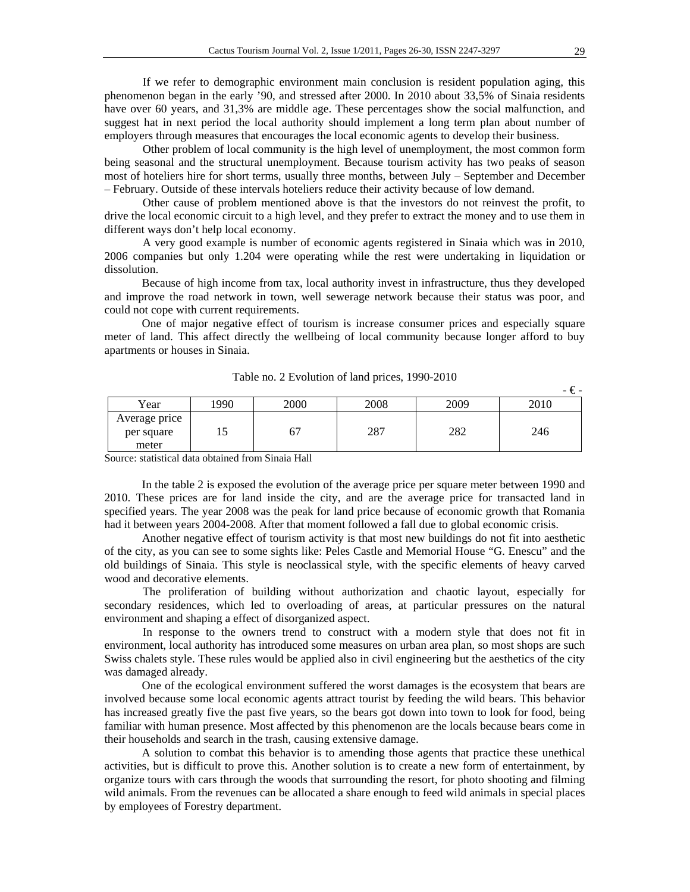If we refer to demographic environment main conclusion is resident population aging, this phenomenon began in the early '90, and stressed after 2000. In 2010 about 33,5% of Sinaia residents have over 60 years, and 31,3% are middle age. These percentages show the social malfunction, and suggest hat in next period the local authority should implement a long term plan about number of employers through measures that encourages the local economic agents to develop their business.

Other problem of local community is the high level of unemployment, the most common form being seasonal and the structural unemployment. Because tourism activity has two peaks of season most of hoteliers hire for short terms, usually three months, between July – September and December – February. Outside of these intervals hoteliers reduce their activity because of low demand.

Other cause of problem mentioned above is that the investors do not reinvest the profit, to drive the local economic circuit to a high level, and they prefer to extract the money and to use them in different ways don't help local economy.

A very good example is number of economic agents registered in Sinaia which was in 2010, 2006 companies but only 1.204 were operating while the rest were undertaking in liquidation or dissolution.

Because of high income from tax, local authority invest in infrastructure, thus they developed and improve the road network in town, well sewerage network because their status was poor, and could not cope with current requirements.

One of major negative effect of tourism is increase consumer prices and especially square meter of land. This affect directly the wellbeing of local community because longer afford to buy apartments or houses in Sinaia.

Table no. 2 Evolution of land prices, 1990-2010

- € -

| Year | 1990 | 2000 | 2008 | 2009 | 2010 |
|---|---|---|---|---|---|
| Average price per square meter | 15 | 67 | 287 | 282 | 246 |

Source: statistical data obtained from Sinaia Hall

In the table 2 is exposed the evolution of the average price per square meter between 1990 and 2010. These prices are for land inside the city, and are the average price for transacted land in specified years. The year 2008 was the peak for land price because of economic growth that Romania had it between years 2004-2008. After that moment followed a fall due to global economic crisis.

Another negative effect of tourism activity is that most new buildings do not fit into aesthetic of the city, as you can see to some sights like: Peles Castle and Memorial House "G. Enescu" and the old buildings of Sinaia. This style is neoclassical style, with the specific elements of heavy carved wood and decorative elements.

The proliferation of building without authorization and chaotic layout, especially for secondary residences, which led to overloading of areas, at particular pressures on the natural environment and shaping a effect of disorganized aspect.

In response to the owners trend to construct with a modern style that does not fit in environment, local authority has introduced some measures on urban area plan, so most shops are such Swiss chalets style. These rules would be applied also in civil engineering but the aesthetics of the city was damaged already.

One of the ecological environment suffered the worst damages is the ecosystem that bears are involved because some local economic agents attract tourist by feeding the wild bears. This behavior has increased greatly five the past five years, so the bears got down into town to look for food, being familiar with human presence. Most affected by this phenomenon are the locals because bears come in their households and search in the trash, causing extensive damage.

A solution to combat this behavior is to amending those agents that practice these unethical activities, but is difficult to prove this. Another solution is to create a new form of entertainment, by organize tours with cars through the woods that surrounding the resort, for photo shooting and filming wild animals. From the revenues can be allocated a share enough to feed wild animals in special places by employees of Forestry department.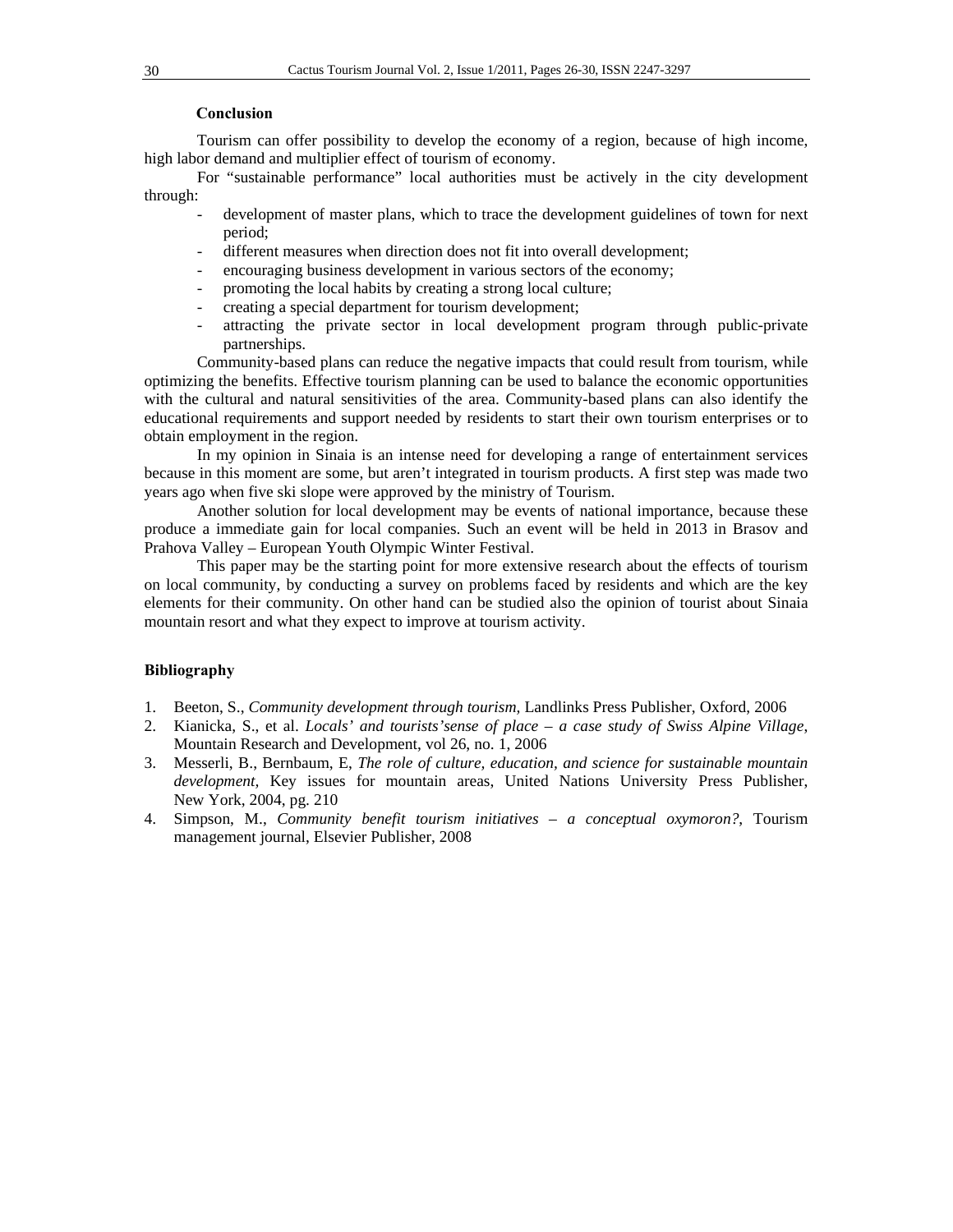## Conclusion

Tourism can offer possibility to develop the economy of a region, because of high income, high labor demand and multiplier effect of tourism of economy.

For "sustainable performance" local authorities must be actively in the city development through:

- development of master plans, which to trace the development guidelines of town for next period;
- different measures when direction does not fit into overall development;
- encouraging business development in various sectors of the economy;
- promoting the local habits by creating a strong local culture;
- creating a special department for tourism development;
- attracting the private sector in local development program through public-private partnerships.

Community-based plans can reduce the negative impacts that could result from tourism, while optimizing the benefits. Effective tourism planning can be used to balance the economic opportunities with the cultural and natural sensitivities of the area. Community-based plans can also identify the educational requirements and support needed by residents to start their own tourism enterprises or to obtain employment in the region.

In my opinion in Sinaia is an intense need for developing a range of entertainment services because in this moment are some, but aren't integrated in tourism products. A first step was made two years ago when five ski slope were approved by the ministry of Tourism.

Another solution for local development may be events of national importance, because these produce a immediate gain for local companies. Such an event will be held in 2013 in Brasov and Prahova Valley – European Youth Olympic Winter Festival.

This paper may be the starting point for more extensive research about the effects of tourism on local community, by conducting a survey on problems faced by residents and which are the key elements for their community. On other hand can be studied also the opinion of tourist about Sinaia mountain resort and what they expect to improve at tourism activity.

## Bibliography

1. Beeton, S., *Community development through tourism*, Landlinks Press Publisher, Oxford, 2006
2. Kianicka, S., et al. *Locals' and tourists'sense of place – a case study of Swiss Alpine Village*, Mountain Research and Development, vol 26, no. 1, 2006
3. Messerli, B., Bernbaum, E, *The role of culture, education, and science for sustainable mountain development,* Key issues for mountain areas, United Nations University Press Publisher, New York, 2004, pg. 210
4. Simpson, M., *Community benefit tourism initiatives – a conceptual oxymoron?*, Tourism management journal, Elsevier Publisher, 2008